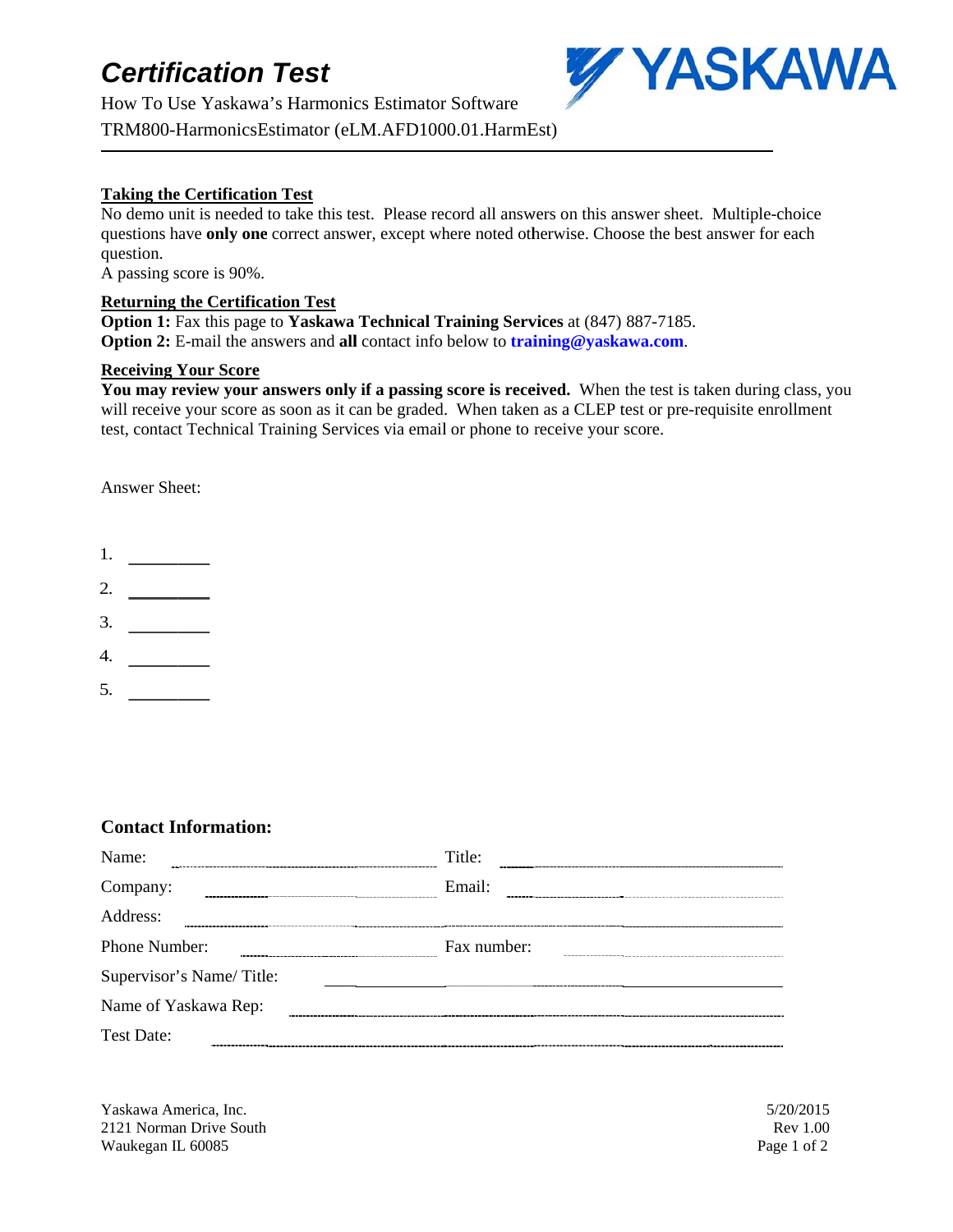# *Certification Test*

YASKAWA

How To Use Yaskawa's Harmonics Estimator Software

TRM800-HarmonicsEstimator (eLM.AFD1000.01.HarmEst)

---

**Taking the Certification Test**

No demo unit is needed to take this test. Please record all answers on this answer sheet. Multiple-choice questions have **only one** correct answer, except where noted otherwise. Choose the best answer for each question.

A passing score is 90%.

**Returning the Certification Test**

**Option 1:** Fax this page to **Yaskawa Technical Training Services** at (847) 887-7185.

**Option 2:** E-mail the answers and **all** contact info below to **training@yaskawa.com**.

**Receiving Your Score**

**You may review your answers only if a passing score is received.** When the test is taken during class, you will receive your score as soon as it can be graded. When taken as a CLEP test or pre-requisite enrollment test, contact Technical Training Services via email or phone to receive your score.

Answer Sheet:

1. _________
2. _________
3. _________
4. _________
5. _________

### Contact Information:

| | | | |
|---|---|---|---|
| Name: | | Title: | |
| Company: | | Email: | |
| Address: | | | |
| Phone Number: | | Fax number: | |
| Supervisor's Name/ Title: | | | |
| Name of Yaskawa Rep: | | | |
| Test Date: | | | |

Yaskawa America, Inc.
2121 Norman Drive South
Waukegan IL 60085

5/20/2015
Rev 1.00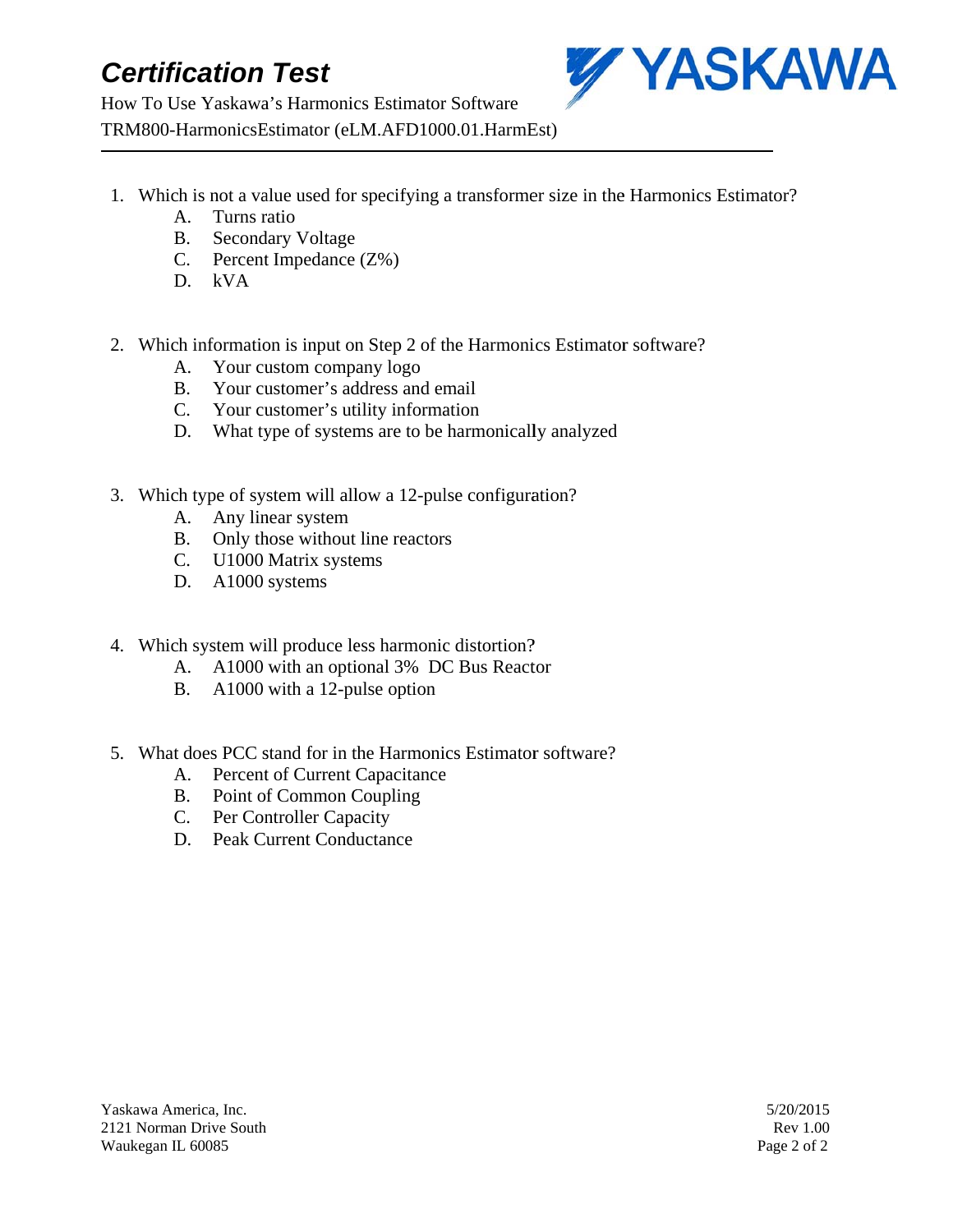# Certification Test

How To Use Yaskawa's Harmonics Estimator Software
TRM800-HarmonicsEstimator (eLM.AFD1000.01.HarmEst)

---

1. Which is not a value used for specifying a transformer size in the Harmonics Estimator?
   - A. Turns ratio
   - B. Secondary Voltage
   - C. Percent Impedance (Z%)
   - D. kVA

2. Which information is input on Step 2 of the Harmonics Estimator software?
   - A. Your custom company logo
   - B. Your customer's address and email
   - C. Your customer's utility information
   - D. What type of systems are to be harmonically analyzed

3. Which type of system will allow a 12-pulse configuration?
   - A. Any linear system
   - B. Only those without line reactors
   - C. U1000 Matrix systems
   - D. A1000 systems

4. Which system will produce less harmonic distortion?
   - A. A1000 with an optional 3% DC Bus Reactor
   - B. A1000 with a 12-pulse option

5. What does PCC stand for in the Harmonics Estimator software?
   - A. Percent of Current Capacitance
   - B. Point of Common Coupling
   - C. Per Controller Capacity
   - D. Peak Current Conductance

Yaskawa America, Inc.
2121 Norman Drive South
Waukegan IL 60085

5/20/2015
Rev 1.00